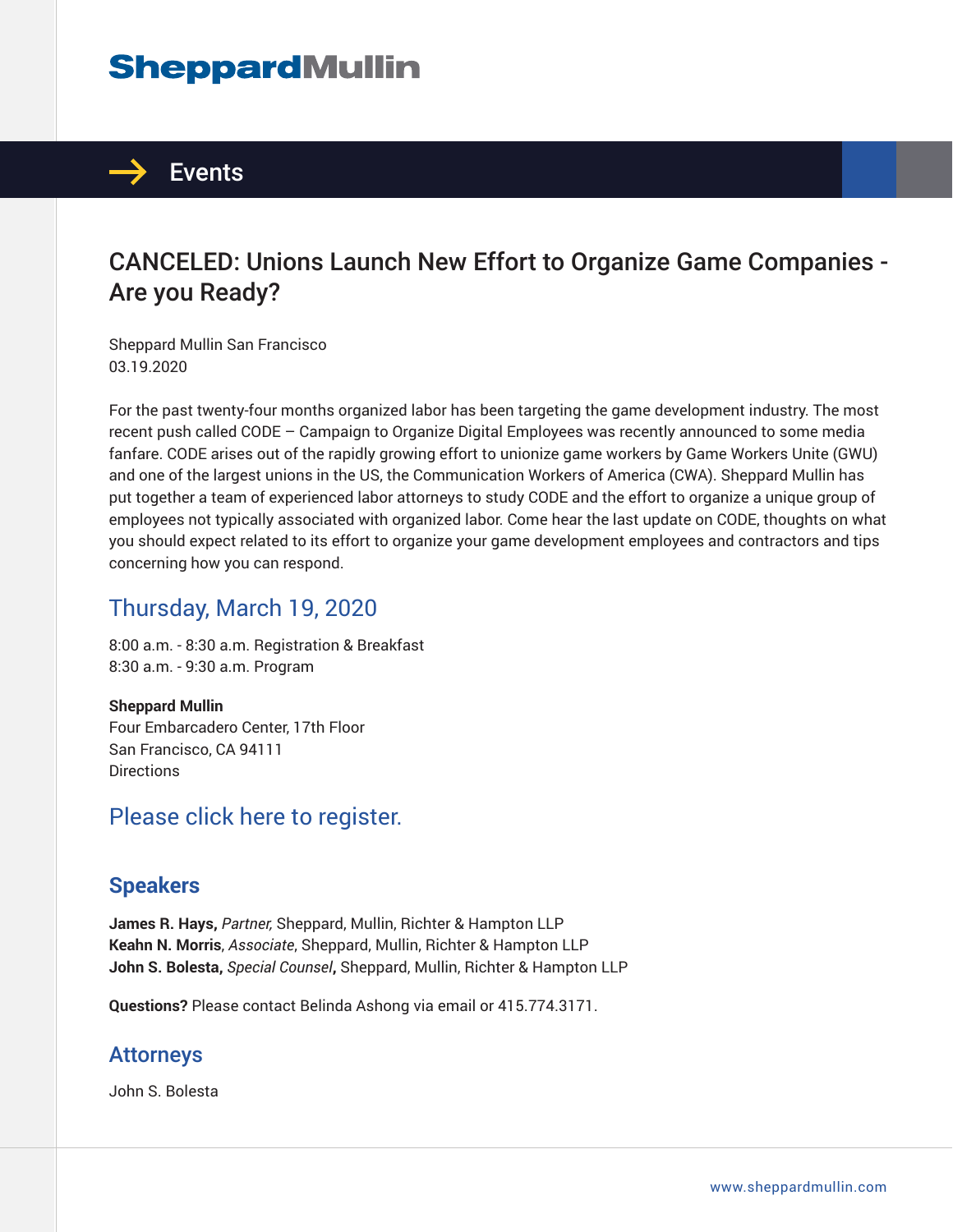# SheppardMullin

## Events

# CANCELED: Unions Launch New Effort to Organize Game Companies - Are you Ready?

Sheppard Mullin San Francisco
03.19.2020

For the past twenty-four months organized labor has been targeting the game development industry. The most recent push called CODE – Campaign to Organize Digital Employees was recently announced to some media fanfare. CODE arises out of the rapidly growing effort to unionize game workers by Game Workers Unite (GWU) and one of the largest unions in the US, the Communication Workers of America (CWA). Sheppard Mullin has put together a team of experienced labor attorneys to study CODE and the effort to organize a unique group of employees not typically associated with organized labor. Come hear the last update on CODE, thoughts on what you should expect related to its effort to organize your game development employees and contractors and tips concerning how you can respond.

## Thursday, March 19, 2020

8:00 a.m. - 8:30 a.m. Registration & Breakfast
8:30 a.m. - 9:30 a.m. Program

**Sheppard Mullin**
Four Embarcadero Center, 17th Floor
San Francisco, CA 94111
Directions

## Please click here to register.

## Speakers

**James R. Hays,** *Partner,* Sheppard, Mullin, Richter & Hampton LLP
**Keahn N. Morris**, *Associate*, Sheppard, Mullin, Richter & Hampton LLP
**John S. Bolesta,** *Special Counsel***,** Sheppard, Mullin, Richter & Hampton LLP

**Questions?** Please contact Belinda Ashong via email or 415.774.3171.

## Attorneys

John S. Bolesta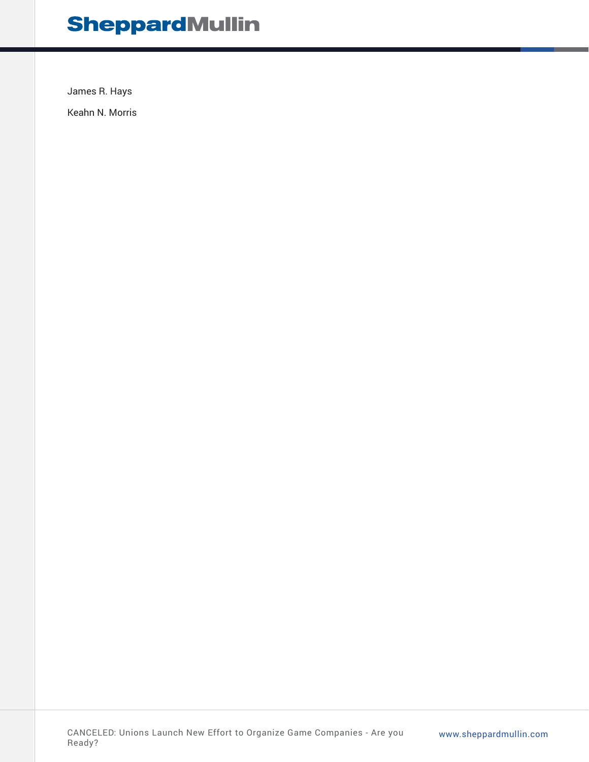James R. Hays

Keahn N. Morris